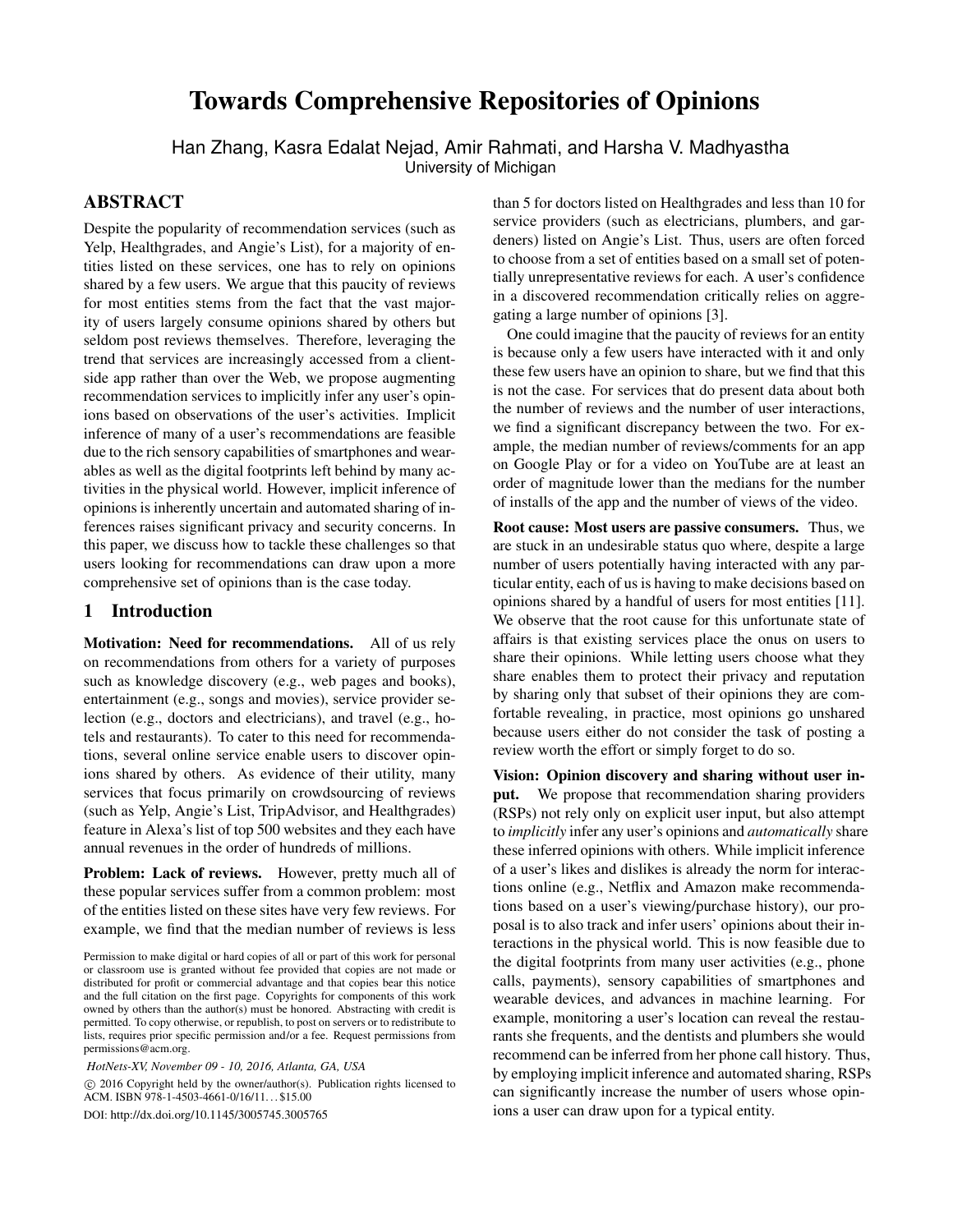# Towards Comprehensive Repositories of Opinions

Han Zhang, Kasra Edalat Nejad, Amir Rahmati, and Harsha V. Madhyastha
University of Michigan

## ABSTRACT

Despite the popularity of recommendation services (such as Yelp, Healthgrades, and Angie's List), for a majority of entities listed on these services, one has to rely on opinions shared by a few users. We argue that this paucity of reviews for most entities stems from the fact that the vast majority of users largely consume opinions shared by others but seldom post reviews themselves. Therefore, leveraging the trend that services are increasingly accessed from a client-side app rather than over the Web, we propose augmenting recommendation services to implicitly infer any user's opinions based on observations of the user's activities. Implicit inference of many of a user's recommendations are feasible due to the rich sensory capabilities of smartphones and wearables as well as the digital footprints left behind by many activities in the physical world. However, implicit inference of opinions is inherently uncertain and automated sharing of inferences raises significant privacy and security concerns. In this paper, we discuss how to tackle these challenges so that users looking for recommendations can draw upon a more comprehensive set of opinions than is the case today.

## 1 Introduction

**Motivation: Need for recommendations.** All of us rely on recommendations from others for a variety of purposes such as knowledge discovery (e.g., web pages and books), entertainment (e.g., songs and movies), service provider selection (e.g., doctors and electricians), and travel (e.g., hotels and restaurants). To cater to this need for recommendations, several online service enable users to discover opinions shared by others. As evidence of their utility, many services that focus primarily on crowdsourcing of reviews (such as Yelp, Angie's List, TripAdvisor, and Healthgrades) feature in Alexa's list of top 500 websites and they each have annual revenues in the order of hundreds of millions.

**Problem: Lack of reviews.** However, pretty much all of these popular services suffer from a common problem: most of the entities listed on these sites have very few reviews. For example, we find that the median number of reviews is less than 5 for doctors listed on Healthgrades and less than 10 for service providers (such as electricians, plumbers, and gardeners) listed on Angie's List. Thus, users are often forced to choose from a set of entities based on a small set of potentially unrepresentative reviews for each. A user's confidence in a discovered recommendation critically relies on aggregating a large number of opinions [3].

One could imagine that the paucity of reviews for an entity is because only a few users have interacted with it and only these few users have an opinion to share, but we find that this is not the case. For services that do present data about both the number of reviews and the number of user interactions, we find a significant discrepancy between the two. For example, the median number of reviews/comments for an app on Google Play or for a video on YouTube are at least an order of magnitude lower than the medians for the number of installs of the app and the number of views of the video.

**Root cause: Most users are passive consumers.** Thus, we are stuck in an undesirable status quo where, despite a large number of users potentially having interacted with any particular entity, each of us is having to make decisions based on opinions shared by a handful of users for most entities [11]. We observe that the root cause for this unfortunate state of affairs is that existing services place the onus on users to share their opinions. While letting users choose what they share enables them to protect their privacy and reputation by sharing only that subset of their opinions they are comfortable revealing, in practice, most opinions go unshared because users either do not consider the task of posting a review worth the effort or simply forget to do so.

**Vision: Opinion discovery and sharing without user input.** We propose that recommendation sharing providers (RSPs) not rely only on explicit user input, but also attempt to *implicitly* infer any user's opinions and *automatically* share these inferred opinions with others. While implicit inference of a user's likes and dislikes is already the norm for interactions online (e.g., Netflix and Amazon make recommendations based on a user's viewing/purchase history), our proposal is to also track and infer users' opinions about their interactions in the physical world. This is now feasible due to the digital footprints from many user activities (e.g., phone calls, payments), sensory capabilities of smartphones and wearable devices, and advances in machine learning. For example, monitoring a user's location can reveal the restaurants she frequents, and the dentists and plumbers she would recommend can be inferred from her phone call history. Thus, by employing implicit inference and automated sharing, RSPs can significantly increase the number of users whose opinions a user can draw upon for a typical entity.

Permission to make digital or hard copies of all or part of this work for personal or classroom use is granted without fee provided that copies are not made or distributed for profit or commercial advantage and that copies bear this notice and the full citation on the first page. Copyrights for components of this work owned by others than the author(s) must be honored. Abstracting with credit is permitted. To copy otherwise, or republish, to post on servers or to redistribute to lists, requires prior specific permission and/or a fee. Request permissions from permissions@acm.org.

*HotNets-XV, November 09 - 10, 2016, Atlanta, GA, USA*

© 2016 Copyright held by the owner/author(s). Publication rights licensed to ACM. ISBN 978-1-4503-4661-0/16/11...$15.00

DOI: http://dx.doi.org/10.1145/3005745.3005765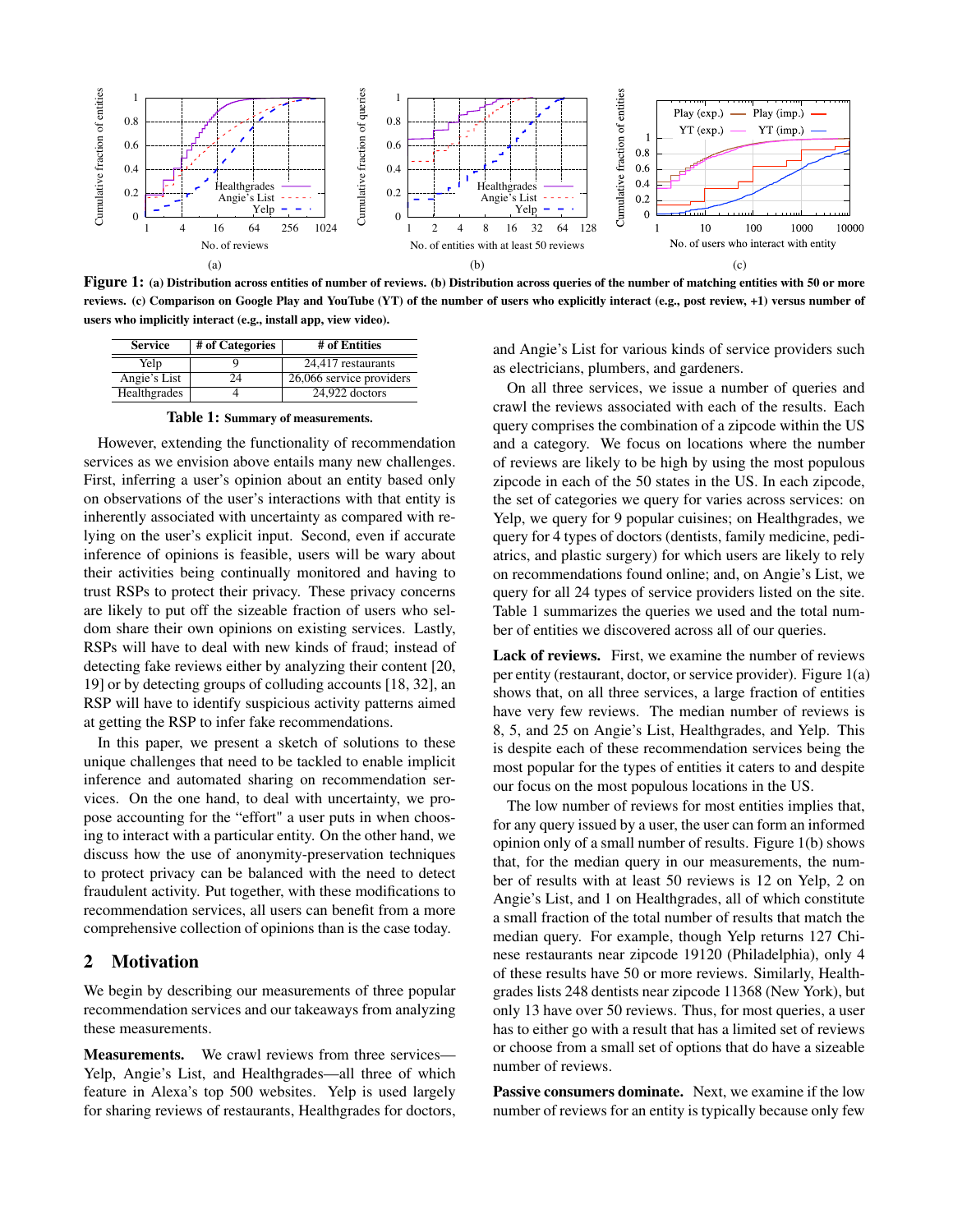**Figure 1:** **(a) Distribution across entities of number of reviews. (b) Distribution across queries of the number of matching entities with 50 or more reviews. (c) Comparison on Google Play and YouTube (YT) of the number of users who explicitly interact (e.g., post review, +1) versus number of users who implicitly interact (e.g., install app, view video).**

| Service | # of Categories | # of Entities |
|---|---|---|
| Yelp | 9 | 24,417 restaurants |
| Angie's List | 24 | 26,066 service providers |
| Healthgrades | 4 | 24,922 doctors |

**Table 1:** **Summary of measurements.**

However, extending the functionality of recommendation services as we envision above entails many new challenges. First, inferring a user's opinion about an entity based only on observations of the user's interactions with that entity is inherently associated with uncertainty as compared with relying on the user's explicit input. Second, even if accurate inference of opinions is feasible, users will be wary about their activities being continually monitored and having to trust RSPs to protect their privacy. These privacy concerns are likely to put off the sizeable fraction of users who seldom share their own opinions on existing services. Lastly, RSPs will have to deal with new kinds of fraud; instead of detecting fake reviews either by analyzing their content [20, 19] or by detecting groups of colluding accounts [18, 32], an RSP will have to identify suspicious activity patterns aimed at getting the RSP to infer fake recommendations.

In this paper, we present a sketch of solutions to these unique challenges that need to be tackled to enable implicit inference and automated sharing on recommendation services. On the one hand, to deal with uncertainty, we propose accounting for the "effort" a user puts in when choosing to interact with a particular entity. On the other hand, we discuss how the use of anonymity-preservation techniques to protect privacy can be balanced with the need to detect fraudulent activity. Put together, with these modifications to recommendation services, all users can benefit from a more comprehensive collection of opinions than is the case today.

## 2 Motivation

We begin by describing our measurements of three popular recommendation services and our takeaways from analyzing these measurements.

**Measurements.** We crawl reviews from three services—Yelp, Angie's List, and Healthgrades—all three of which feature in Alexa's top 500 websites. Yelp is used largely for sharing reviews of restaurants, Healthgrades for doctors, and Angie's List for various kinds of service providers such as electricians, plumbers, and gardeners.

On all three services, we issue a number of queries and crawl the reviews associated with each of the results. Each query comprises the combination of a zipcode within the US and a category. We focus on locations where the number of reviews are likely to be high by using the most populous zipcode in each of the 50 states in the US. In each zipcode, the set of categories we query for varies across services: on Yelp, we query for 9 popular cuisines; on Healthgrades, we query for 4 types of doctors (dentists, family medicine, pediatrics, and plastic surgery) for which users are likely to rely on recommendations found online; and, on Angie's List, we query for all 24 types of service providers listed on the site. Table 1 summarizes the queries we used and the total number of entities we discovered across all of our queries.

**Lack of reviews.** First, we examine the number of reviews per entity (restaurant, doctor, or service provider). Figure 1(a) shows that, on all three services, a large fraction of entities have very few reviews. The median number of reviews is 8, 5, and 25 on Angie's List, Healthgrades, and Yelp. This is despite each of these recommendation services being the most popular for the types of entities it caters to and despite our focus on the most populous locations in the US.

The low number of reviews for most entities implies that, for any query issued by a user, the user can form an informed opinion only of a small number of results. Figure 1(b) shows that, for the median query in our measurements, the number of results with at least 50 reviews is 12 on Yelp, 2 on Angie's List, and 1 on Healthgrades, all of which constitute a small fraction of the total number of results that match the median query. For example, though Yelp returns 127 Chinese restaurants near zipcode 19120 (Philadelphia), only 4 of these results have 50 or more reviews. Similarly, Healthgrades lists 248 dentists near zipcode 11368 (New York), but only 13 have over 50 reviews. Thus, for most queries, a user has to either go with a result that has a limited set of reviews or choose from a small set of options that do have a sizeable number of reviews.

**Passive consumers dominate.** Next, we examine if the low number of reviews for an entity is typically because only few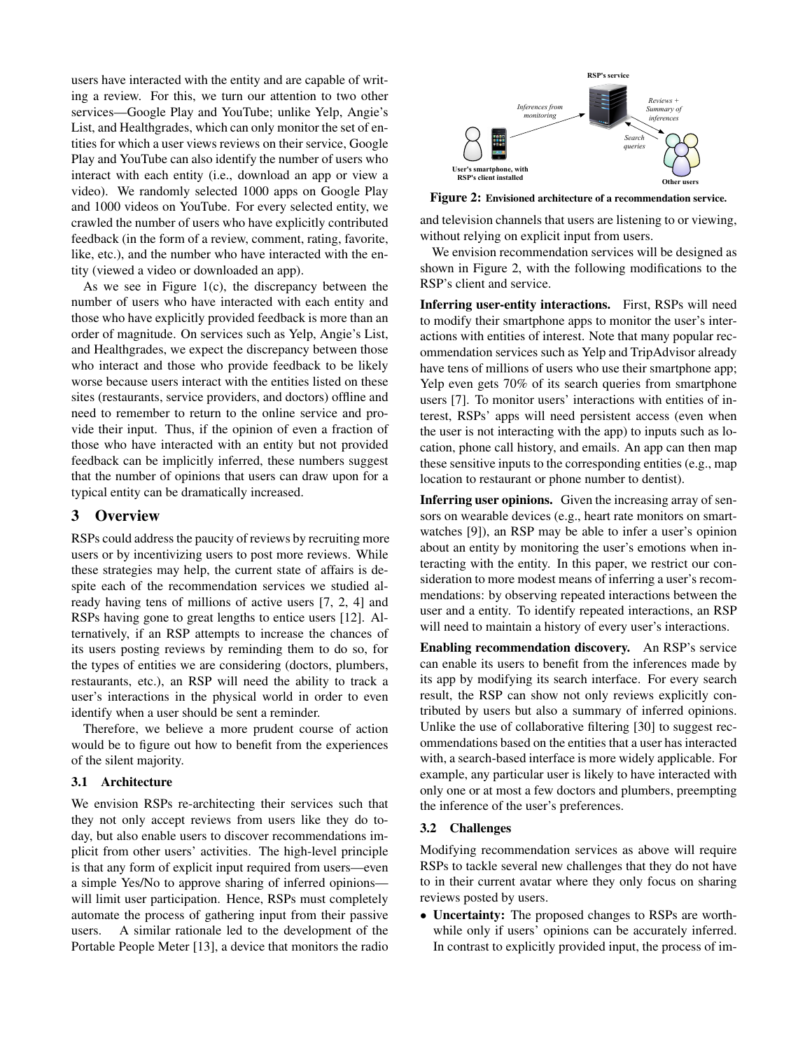users have interacted with the entity and are capable of writing a review. For this, we turn our attention to two other services—Google Play and YouTube; unlike Yelp, Angie's List, and Healthgrades, which can only monitor the set of entities for which a user views reviews on their service, Google Play and YouTube can also identify the number of users who interact with each entity (i.e., download an app or view a video). We randomly selected 1000 apps on Google Play and 1000 videos on YouTube. For every selected entity, we crawled the number of users who have explicitly contributed feedback (in the form of a review, comment, rating, favorite, like, etc.), and the number who have interacted with the entity (viewed a video or downloaded an app).

As we see in Figure 1(c), the discrepancy between the number of users who have interacted with each entity and those who have explicitly provided feedback is more than an order of magnitude. On services such as Yelp, Angie's List, and Healthgrades, we expect the discrepancy between those who interact and those who provide feedback to be likely worse because users interact with the entities listed on these sites (restaurants, service providers, and doctors) offline and need to remember to return to the online service and provide their input. Thus, if the opinion of even a fraction of those who have interacted with an entity but not provided feedback can be implicitly inferred, these numbers suggest that the number of opinions that users can draw upon for a typical entity can be dramatically increased.

## 3 Overview

RSPs could address the paucity of reviews by recruiting more users or by incentivizing users to post more reviews. While these strategies may help, the current state of affairs is despite each of the recommendation services we studied already having tens of millions of active users [7, 2, 4] and RSPs having gone to great lengths to entice users [12]. Alternatively, if an RSP attempts to increase the chances of its users posting reviews by reminding them to do so, for the types of entities we are considering (doctors, plumbers, restaurants, etc.), an RSP will need the ability to track a user's interactions in the physical world in order to even identify when a user should be sent a reminder.

Therefore, we believe a more prudent course of action would be to figure out how to benefit from the experiences of the silent majority.

### 3.1 Architecture

We envision RSPs re-architecting their services such that they not only accept reviews from users like they do today, but also enable users to discover recommendations implicit from other users' activities. The high-level principle is that any form of explicit input required from users—even a simple Yes/No to approve sharing of inferred opinions—will limit user participation. Hence, RSPs must completely automate the process of gathering input from their passive users. A similar rationale led to the development of the Portable People Meter [13], a device that monitors the radio and television channels that users are listening to or viewing, without relying on explicit input from users.

RSP's service

Inferences from monitoring

Reviews + Summary of inferences

Search queries

User's smartphone, with RSP's client installed

Other users

**Figure 2:** Envisioned architecture of a recommendation service.

We envision recommendation services will be designed as shown in Figure 2, with the following modifications to the RSP's client and service.

**Inferring user-entity interactions.** First, RSPs will need to modify their smartphone apps to monitor the user's interactions with entities of interest. Note that many popular recommendation services such as Yelp and TripAdvisor already have tens of millions of users who use their smartphone app; Yelp even gets 70% of its search queries from smartphone users [7]. To monitor users' interactions with entities of interest, RSPs' apps will need persistent access (even when the user is not interacting with the app) to inputs such as location, phone call history, and emails. An app can then map these sensitive inputs to the corresponding entities (e.g., map location to restaurant or phone number to dentist).

**Inferring user opinions.** Given the increasing array of sensors on wearable devices (e.g., heart rate monitors on smartwatches [9]), an RSP may be able to infer a user's opinion about an entity by monitoring the user's emotions when interacting with the entity. In this paper, we restrict our consideration to more modest means of inferring a user's recommendations: by observing repeated interactions between the user and a entity. To identify repeated interactions, an RSP will need to maintain a history of every user's interactions.

**Enabling recommendation discovery.** An RSP's service can enable its users to benefit from the inferences made by its app by modifying its search interface. For every search result, the RSP can show not only reviews explicitly contributed by users but also a summary of inferred opinions. Unlike the use of collaborative filtering [30] to suggest recommendations based on the entities that a user has interacted with, a search-based interface is more widely applicable. For example, any particular user is likely to have interacted with only one or at most a few doctors and plumbers, preempting the inference of the user's preferences.

### 3.2 Challenges

Modifying recommendation services as above will require RSPs to tackle several new challenges that they do not have to in their current avatar where they only focus on sharing reviews posted by users.

- **Uncertainty:** The proposed changes to RSPs are worthwhile only if users' opinions can be accurately inferred. In contrast to explicitly provided input, the process of im-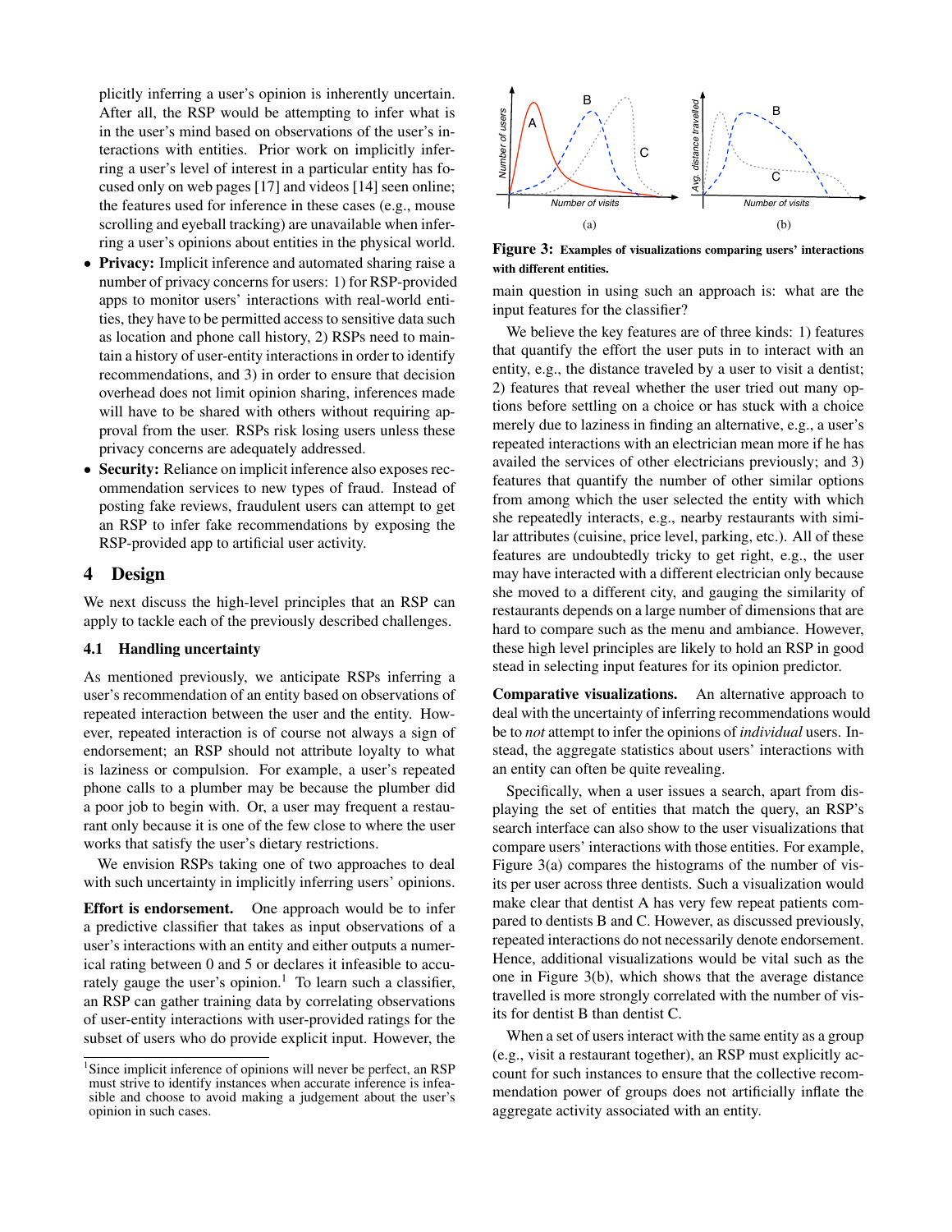plicitly inferring a user's opinion is inherently uncertain. After all, the RSP would be attempting to infer what is in the user's mind based on observations of the user's interactions with entities. Prior work on implicitly inferring a user's level of interest in a particular entity has focused only on web pages [17] and videos [14] seen online; the features used for inference in these cases (e.g., mouse scrolling and eyeball tracking) are unavailable when inferring a user's opinions about entities in the physical world.

- **Privacy:** Implicit inference and automated sharing raise a number of privacy concerns for users: 1) for RSP-provided apps to monitor users' interactions with real-world entities, they have to be permitted access to sensitive data such as location and phone call history, 2) RSPs need to maintain a history of user-entity interactions in order to identify recommendations, and 3) in order to ensure that decision overhead does not limit opinion sharing, inferences made will have to be shared with others without requiring approval from the user. RSPs risk losing users unless these privacy concerns are adequately addressed.
- **Security:** Reliance on implicit inference also exposes recommendation services to new types of fraud. Instead of posting fake reviews, fraudulent users can attempt to get an RSP to infer fake recommendations by exposing the RSP-provided app to artificial user activity.

## 4 Design

We next discuss the high-level principles that an RSP can apply to tackle each of the previously described challenges.

### 4.1 Handling uncertainty

As mentioned previously, we anticipate RSPs inferring a user's recommendation of an entity based on observations of repeated interaction between the user and the entity. However, repeated interaction is of course not always a sign of endorsement; an RSP should not attribute loyalty to what is laziness or compulsion. For example, a user's repeated phone calls to a plumber may be because the plumber did a poor job to begin with. Or, a user may frequent a restaurant only because it is one of the few close to where the user works that satisfy the user's dietary restrictions.

We envision RSPs taking one of two approaches to deal with such uncertainty in implicitly inferring users' opinions.

**Effort is endorsement.** One approach would be to infer a predictive classifier that takes as input observations of a user's interactions with an entity and either outputs a numerical rating between 0 and 5 or declares it infeasible to accurately gauge the user's opinion.[1] To learn such a classifier, an RSP can gather training data by correlating observations of user-entity interactions with user-provided ratings for the subset of users who do provide explicit input. However, the main question in using such an approach is: what are the input features for the classifier?

[1] Since implicit inference of opinions will never be perfect, an RSP must strive to identify instances when accurate inference is infeasible and choose to avoid making a judgement about the user's opinion in such cases.

Figure 3: Examples of visualizations comparing users' interactions with different entities.

We believe the key features are of three kinds: 1) features that quantify the effort the user puts in to interact with an entity, e.g., the distance traveled by a user to visit a dentist; 2) features that reveal whether the user tried out many options before settling on a choice or has stuck with a choice merely due to laziness in finding an alternative, e.g., a user's repeated interactions with an electrician mean more if he has availed the services of other electricians previously; and 3) features that quantify the number of other similar options from among which the user selected the entity with which she repeatedly interacts, e.g., nearby restaurants with similar attributes (cuisine, price level, parking, etc.). All of these features are undoubtedly tricky to get right, e.g., the user may have interacted with a different electrician only because she moved to a different city, and gauging the similarity of restaurants depends on a large number of dimensions that are hard to compare such as the menu and ambiance. However, these high level principles are likely to hold an RSP in good stead in selecting input features for its opinion predictor.

**Comparative visualizations.** An alternative approach to deal with the uncertainty of inferring recommendations would be to *not* attempt to infer the opinions of *individual* users. Instead, the aggregate statistics about users' interactions with an entity can often be quite revealing.

Specifically, when a user issues a search, apart from displaying the set of entities that match the query, an RSP's search interface can also show to the user visualizations that compare users' interactions with those entities. For example, Figure 3(a) compares the histograms of the number of visits per user across three dentists. Such a visualization would make clear that dentist A has very few repeat patients compared to dentists B and C. However, as discussed previously, repeated interactions do not necessarily denote endorsement. Hence, additional visualizations would be vital such as the one in Figure 3(b), which shows that the average distance travelled is more strongly correlated with the number of visits for dentist B than dentist C.

When a set of users interact with the same entity as a group (e.g., visit a restaurant together), an RSP must explicitly account for such instances to ensure that the collective recommendation power of groups does not artificially inflate the aggregate activity associated with an entity.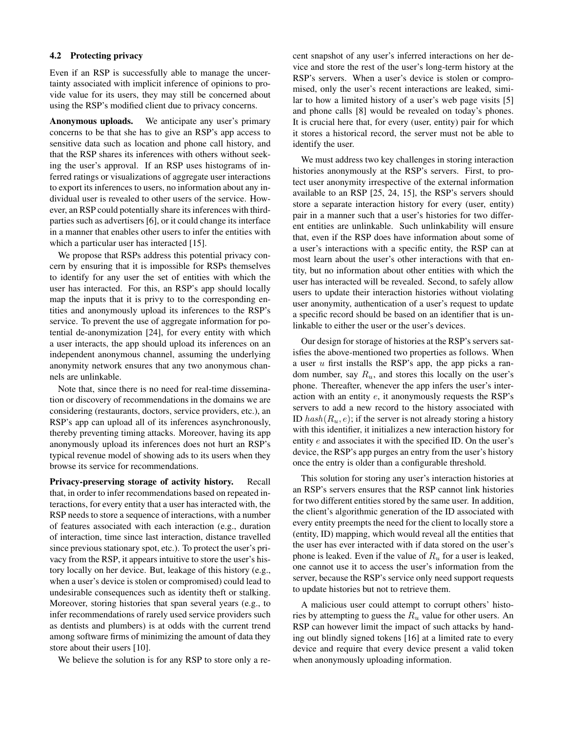### 4.2 Protecting privacy

Even if an RSP is successfully able to manage the uncertainty associated with implicit inference of opinions to provide value for its users, they may still be concerned about using the RSP's modified client due to privacy concerns.

**Anonymous uploads.** We anticipate any user's primary concerns to be that she has to give an RSP's app access to sensitive data such as location and phone call history, and that the RSP shares its inferences with others without seeking the user's approval. If an RSP uses histograms of inferred ratings or visualizations of aggregate user interactions to export its inferences to users, no information about any individual user is revealed to other users of the service. However, an RSP could potentially share its inferences with third-parties such as advertisers [6], or it could change its interface in a manner that enables other users to infer the entities with which a particular user has interacted [15].

We propose that RSPs address this potential privacy concern by ensuring that it is impossible for RSPs themselves to identify for any user the set of entities with which the user has interacted. For this, an RSP's app should locally map the inputs that it is privy to to the corresponding entities and anonymously upload its inferences to the RSP's service. To prevent the use of aggregate information for potential de-anonymization [24], for every entity with which a user interacts, the app should upload its inferences on an independent anonymous channel, assuming the underlying anonymity network ensures that any two anonymous channels are unlinkable.

Note that, since there is no need for real-time dissemination or discovery of recommendations in the domains we are considering (restaurants, doctors, service providers, etc.), an RSP's app can upload all of its inferences asynchronously, thereby preventing timing attacks. Moreover, having its app anonymously upload its inferences does not hurt an RSP's typical revenue model of showing ads to its users when they browse its service for recommendations.

**Privacy-preserving storage of activity history.** Recall that, in order to infer recommendations based on repeated interactions, for every entity that a user has interacted with, the RSP needs to store a sequence of interactions, with a number of features associated with each interaction (e.g., duration of interaction, time since last interaction, distance travelled since previous stationary spot, etc.). To protect the user's privacy from the RSP, it appears intuitive to store the user's history locally on her device. But, leakage of this history (e.g., when a user's device is stolen or compromised) could lead to undesirable consequences such as identity theft or stalking. Moreover, storing histories that span several years (e.g., to infer recommendations of rarely used service providers such as dentists and plumbers) is at odds with the current trend among software firms of minimizing the amount of data they store about their users [10].

We believe the solution is for any RSP to store only a recent snapshot of any user's inferred interactions on her device and store the rest of the user's long-term history at the RSP's servers. When a user's device is stolen or compromised, only the user's recent interactions are leaked, similar to how a limited history of a user's web page visits [5] and phone calls [8] would be revealed on today's phones. It is crucial here that, for every (user, entity) pair for which it stores a historical record, the server must not be able to identify the user.

We must address two key challenges in storing interaction histories anonymously at the RSP's servers. First, to protect user anonymity irrespective of the external information available to an RSP [25, 24, 15], the RSP's servers should store a separate interaction history for every (user, entity) pair in a manner such that a user's histories for two different entities are unlinkable. Such unlinkability will ensure that, even if the RSP does have information about some of a user's interactions with a specific entity, the RSP can at most learn about the user's other interactions with that entity, but no information about other entities with which the user has interacted will be revealed. Second, to safely allow users to update their interaction histories without violating user anonymity, authentication of a user's request to update a specific record should be based on an identifier that is unlinkable to either the user or the user's devices.

Our design for storage of histories at the RSP's servers satisfies the above-mentioned two properties as follows. When a user $u$ first installs the RSP's app, the app picks a random number, say $R_u$, and stores this locally on the user's phone. Thereafter, whenever the app infers the user's interaction with an entity $e$, it anonymously requests the RSP's servers to add a new record to the history associated with ID $hash(R_u, e)$; if the server is not already storing a history with this identifier, it initializes a new interaction history for entity $e$ and associates it with the specified ID. On the user's device, the RSP's app purges an entry from the user's history once the entry is older than a configurable threshold.

This solution for storing any user's interaction histories at an RSP's servers ensures that the RSP cannot link histories for two different entities stored by the same user. In addition, the client's algorithmic generation of the ID associated with every entity preempts the need for the client to locally store a (entity, ID) mapping, which would reveal all the entities that the user has ever interacted with if data stored on the user's phone is leaked. Even if the value of $R_u$ for a user is leaked, one cannot use it to access the user's information from the server, because the RSP's service only need support requests to update histories but not to retrieve them.

A malicious user could attempt to corrupt others' histories by attempting to guess the $R_u$ value for other users. An RSP can however limit the impact of such attacks by handing out blindly signed tokens [16] at a limited rate to every device and require that every device present a valid token when anonymously uploading information.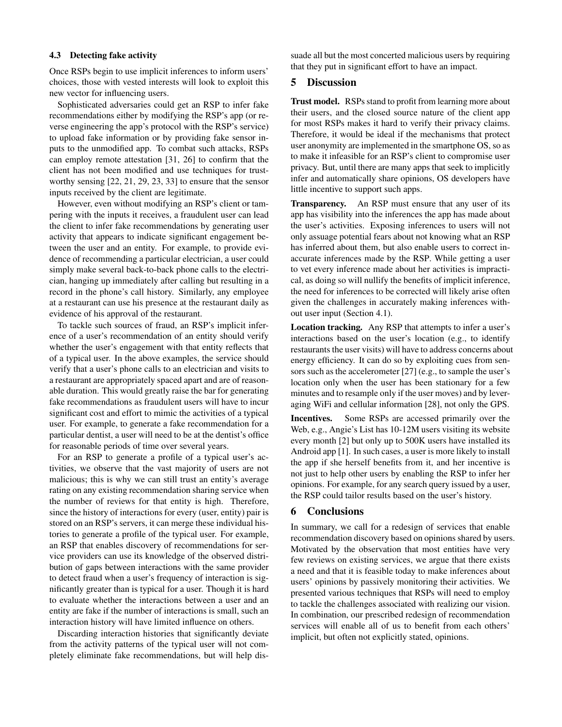### 4.3 Detecting fake activity

Once RSPs begin to use implicit inferences to inform users' choices, those with vested interests will look to exploit this new vector for influencing users.

Sophisticated adversaries could get an RSP to infer fake recommendations either by modifying the RSP's app (or reverse engineering the app's protocol with the RSP's service) to upload fake information or by providing fake sensor inputs to the unmodified app. To combat such attacks, RSPs can employ remote attestation [31, 26] to confirm that the client has not been modified and use techniques for trustworthy sensing [22, 21, 29, 23, 33] to ensure that the sensor inputs received by the client are legitimate.

However, even without modifying an RSP's client or tampering with the inputs it receives, a fraudulent user can lead the client to infer fake recommendations by generating user activity that appears to indicate significant engagement between the user and an entity. For example, to provide evidence of recommending a particular electrician, a user could simply make several back-to-back phone calls to the electrician, hanging up immediately after calling but resulting in a record in the phone's call history. Similarly, any employee at a restaurant can use his presence at the restaurant daily as evidence of his approval of the restaurant.

To tackle such sources of fraud, an RSP's implicit inference of a user's recommendation of an entity should verify whether the user's engagement with that entity reflects that of a typical user. In the above examples, the service should verify that a user's phone calls to an electrician and visits to a restaurant are appropriately spaced apart and are of reasonable duration. This would greatly raise the bar for generating fake recommendations as fraudulent users will have to incur significant cost and effort to mimic the activities of a typical user. For example, to generate a fake recommendation for a particular dentist, a user will need to be at the dentist's office for reasonable periods of time over several years.

For an RSP to generate a profile of a typical user's activities, we observe that the vast majority of users are not malicious; this is why we can still trust an entity's average rating on any existing recommendation sharing service when the number of reviews for that entity is high. Therefore, since the history of interactions for every (user, entity) pair is stored on an RSP's servers, it can merge these individual histories to generate a profile of the typical user. For example, an RSP that enables discovery of recommendations for service providers can use its knowledge of the observed distribution of gaps between interactions with the same provider to detect fraud when a user's frequency of interaction is significantly greater than is typical for a user. Though it is hard to evaluate whether the interactions between a user and an entity are fake if the number of interactions is small, such an interaction history will have limited influence on others.

Discarding interaction histories that significantly deviate from the activity patterns of the typical user will not completely eliminate fake recommendations, but will help dissuade all but the most concerted malicious users by requiring that they put in significant effort to have an impact.

## 5 Discussion

**Trust model.** RSPs stand to profit from learning more about their users, and the closed source nature of the client app for most RSPs makes it hard to verify their privacy claims. Therefore, it would be ideal if the mechanisms that protect user anonymity are implemented in the smartphone OS, so as to make it infeasible for an RSP's client to compromise user privacy. But, until there are many apps that seek to implicitly infer and automatically share opinions, OS developers have little incentive to support such apps.

**Transparency.** An RSP must ensure that any user of its app has visibility into the inferences the app has made about the user's activities. Exposing inferences to users will not only assuage potential fears about not knowing what an RSP has inferred about them, but also enable users to correct inaccurate inferences made by the RSP. While getting a user to vet every inference made about her activities is impractical, as doing so will nullify the benefits of implicit inference, the need for inferences to be corrected will likely arise often given the challenges in accurately making inferences without user input (Section 4.1).

**Location tracking.** Any RSP that attempts to infer a user's interactions based on the user's location (e.g., to identify restaurants the user visits) will have to address concerns about energy efficiency. It can do so by exploiting cues from sensors such as the accelerometer [27] (e.g., to sample the user's location only when the user has been stationary for a few minutes and to resample only if the user moves) and by leveraging WiFi and cellular information [28], not only the GPS.

**Incentives.** Some RSPs are accessed primarily over the Web, e.g., Angie's List has 10-12M users visiting its website every month [2] but only up to 500K users have installed its Android app [1]. In such cases, a user is more likely to install the app if she herself benefits from it, and her incentive is not just to help other users by enabling the RSP to infer her opinions. For example, for any search query issued by a user, the RSP could tailor results based on the user's history.

## 6 Conclusions

In summary, we call for a redesign of services that enable recommendation discovery based on opinions shared by users. Motivated by the observation that most entities have very few reviews on existing services, we argue that there exists a need and that it is feasible today to make inferences about users' opinions by passively monitoring their activities. We presented various techniques that RSPs will need to employ to tackle the challenges associated with realizing our vision. In combination, our prescribed redesign of recommendation services will enable all of us to benefit from each others' implicit, but often not explicitly stated, opinions.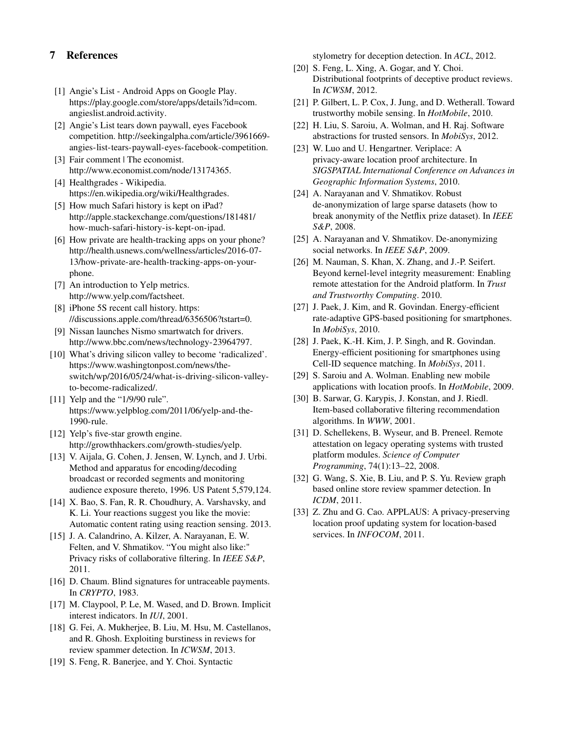## 7 References

[1] Angie's List - Android Apps on Google Play. https://play.google.com/store/apps/details?id=com.angieslist.android.activity.

[2] Angie's List tears down paywall, eyes Facebook competition. http://seekingalpha.com/article/3961669-angies-list-tears-paywall-eyes-facebook-competition.

[3] Fair comment | The economist. http://www.economist.com/node/13174365.

[4] Healthgrades - Wikipedia. https://en.wikipedia.org/wiki/Healthgrades.

[5] How much Safari history is kept on iPad? http://apple.stackexchange.com/questions/181481/how-much-safari-history-is-kept-on-ipad.

[6] How private are health-tracking apps on your phone? http://health.usnews.com/wellness/articles/2016-07-13/how-private-are-health-tracking-apps-on-your-phone.

[7] An introduction to Yelp metrics. http://www.yelp.com/factsheet.

[8] iPhone 5S recent call history. https://discussions.apple.com/thread/6356506?tstart=0.

[9] Nissan launches Nismo smartwatch for drivers. http://www.bbc.com/news/technology-23964797.

[10] What's driving silicon valley to become 'radicalized'. https://www.washingtonpost.com/news/the-switch/wp/2016/05/24/what-is-driving-silicon-valley-to-become-radicalized/.

[11] Yelp and the "1/9/90 rule". https://www.yelpblog.com/2011/06/yelp-and-the-1990-rule.

[12] Yelp's five-star growth engine. http://growthhackers.com/growth-studies/yelp.

[13] V. Aijala, G. Cohen, J. Jensen, W. Lynch, and J. Urbi. Method and apparatus for encoding/decoding broadcast or recorded segments and monitoring audience exposure thereto, 1996. US Patent 5,579,124.

[14] X. Bao, S. Fan, R. R. Choudhury, A. Varshavsky, and K. Li. Your reactions suggest you like the movie: Automatic content rating using reaction sensing. 2013.

[15] J. A. Calandrino, A. Kilzer, A. Narayanan, E. W. Felten, and V. Shmatikov. "You might also like:" Privacy risks of collaborative filtering. In *IEEE S&P*, 2011.

[16] D. Chaum. Blind signatures for untraceable payments. In *CRYPTO*, 1983.

[17] M. Claypool, P. Le, M. Wased, and D. Brown. Implicit interest indicators. In *IUI*, 2001.

[18] G. Fei, A. Mukherjee, B. Liu, M. Hsu, M. Castellanos, and R. Ghosh. Exploiting burstiness in reviews for review spammer detection. In *ICWSM*, 2013.

[19] S. Feng, R. Banerjee, and Y. Choi. Syntactic stylometry for deception detection. In *ACL*, 2012.

[20] S. Feng, L. Xing, A. Gogar, and Y. Choi. Distributional footprints of deceptive product reviews. In *ICWSM*, 2012.

[21] P. Gilbert, L. P. Cox, J. Jung, and D. Wetherall. Toward trustworthy mobile sensing. In *HotMobile*, 2010.

[22] H. Liu, S. Saroiu, A. Wolman, and H. Raj. Software abstractions for trusted sensors. In *MobiSys*, 2012.

[23] W. Luo and U. Hengartner. Veriplace: A privacy-aware location proof architecture. In *SIGSPATIAL International Conference on Advances in Geographic Information Systems*, 2010.

[24] A. Narayanan and V. Shmatikov. Robust de-anonymization of large sparse datasets (how to break anonymity of the Netflix prize dataset). In *IEEE S&P*, 2008.

[25] A. Narayanan and V. Shmatikov. De-anonymizing social networks. In *IEEE S&P*, 2009.

[26] M. Nauman, S. Khan, X. Zhang, and J.-P. Seifert. Beyond kernel-level integrity measurement: Enabling remote attestation for the Android platform. In *Trust and Trustworthy Computing*. 2010.

[27] J. Paek, J. Kim, and R. Govindan. Energy-efficient rate-adaptive GPS-based positioning for smartphones. In *MobiSys*, 2010.

[28] J. Paek, K.-H. Kim, J. P. Singh, and R. Govindan. Energy-efficient positioning for smartphones using Cell-ID sequence matching. In *MobiSys*, 2011.

[29] S. Saroiu and A. Wolman. Enabling new mobile applications with location proofs. In *HotMobile*, 2009.

[30] B. Sarwar, G. Karypis, J. Konstan, and J. Riedl. Item-based collaborative filtering recommendation algorithms. In *WWW*, 2001.

[31] D. Schellekens, B. Wyseur, and B. Preneel. Remote attestation on legacy operating systems with trusted platform modules. *Science of Computer Programming*, 74(1):13–22, 2008.

[32] G. Wang, S. Xie, B. Liu, and P. S. Yu. Review graph based online store review spammer detection. In *ICDM*, 2011.

[33] Z. Zhu and G. Cao. APPLAUS: A privacy-preserving location proof updating system for location-based services. In *INFOCOM*, 2011.